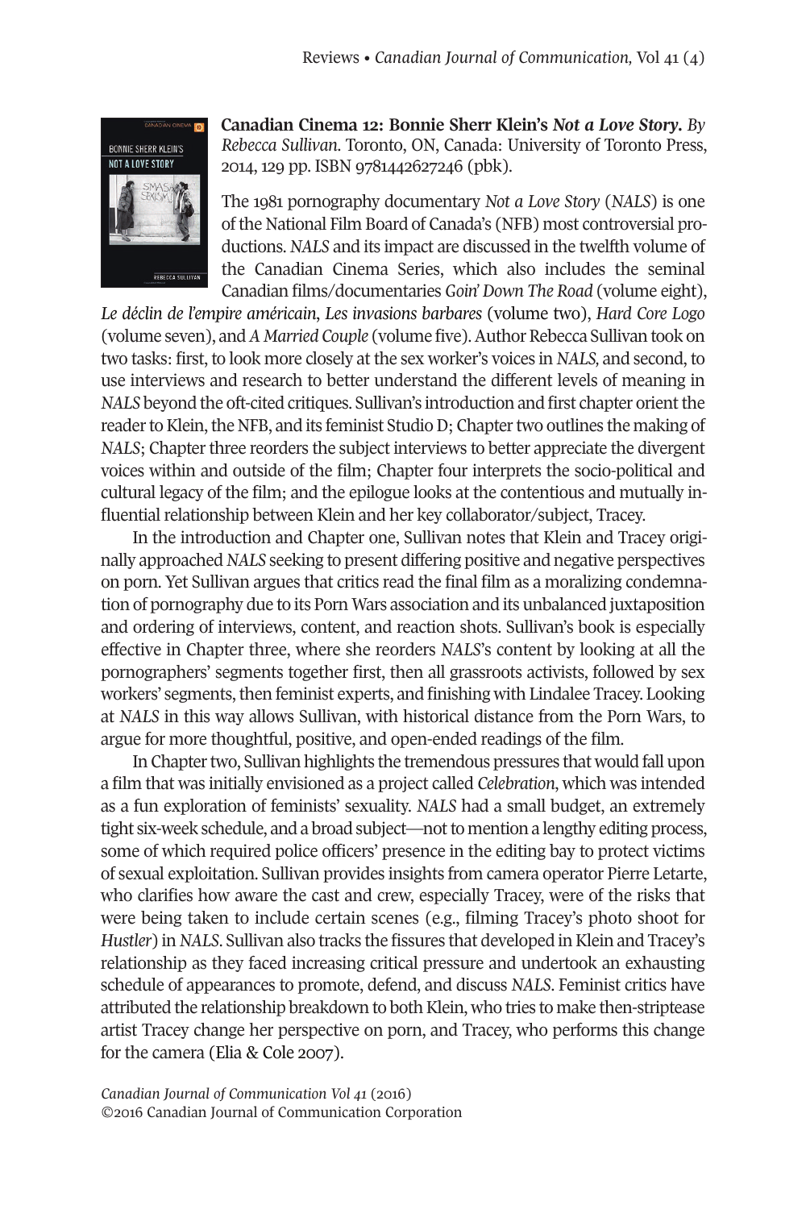**Canadian Cinema 12: Bonnie Sherr Klein's *Not a Love Story*.** *By Rebecca Sullivan.* Toronto, ON, Canada: University of Toronto Press, 2014, 129 pp. ISBN 9781442627246 (pbk).

The 1981 pornography documentary *Not a Love Story* (*NALS*) is one of the National Film Board of Canada's (NFB) most controversial productions. *NALS* and its impact are discussed in the twelfth volume of the Canadian Cinema Series, which also includes the seminal Canadian films/documentaries *Goin' Down The Road* (volume eight), *Le déclin de l'empire américain*, *Les invasions barbares* (volume two), *Hard Core Logo* (volume seven), and *A Married Couple* (volume five). Author Rebecca Sullivan took on two tasks: first, to look more closely at the sex worker's voices in *NALS*, and second, to use interviews and research to better understand the different levels of meaning in *NALS* beyond the oft-cited critiques. Sullivan's introduction and first chapter orient the reader to Klein, the NFB, and its feminist Studio D; Chapter two outlines the making of *NALS*; Chapter three reorders the subject interviews to better appreciate the divergent voices within and outside of the film; Chapter four interprets the socio-political and cultural legacy of the film; and the epilogue looks at the contentious and mutually influential relationship between Klein and her key collaborator/subject, Tracey.

In the introduction and Chapter one, Sullivan notes that Klein and Tracey originally approached *NALS* seeking to present differing positive and negative perspectives on porn. Yet Sullivan argues that critics read the final film as a moralizing condemnation of pornography due to its Porn Wars association and its unbalanced juxtaposition and ordering of interviews, content, and reaction shots. Sullivan's book is especially effective in Chapter three, where she reorders *NALS*'s content by looking at all the pornographers' segments together first, then all grassroots activists, followed by sex workers' segments, then feminist experts, and finishing with Lindalee Tracey. Looking at *NALS* in this way allows Sullivan, with historical distance from the Porn Wars, to argue for more thoughtful, positive, and open-ended readings of the film.

In Chapter two, Sullivan highlights the tremendous pressures that would fall upon a film that was initially envisioned as a project called *Celebration*, which was intended as a fun exploration of feminists' sexuality. *NALS* had a small budget, an extremely tight six-week schedule, and a broad subject—not to mention a lengthy editing process, some of which required police officers' presence in the editing bay to protect victims of sexual exploitation. Sullivan provides insights from camera operator Pierre Letarte, who clarifies how aware the cast and crew, especially Tracey, were of the risks that were being taken to include certain scenes (e.g., filming Tracey's photo shoot for *Hustler*) in *NALS*. Sullivan also tracks the fissures that developed in Klein and Tracey's relationship as they faced increasing critical pressure and undertook an exhausting schedule of appearances to promote, defend, and discuss *NALS*. Feminist critics have attributed the relationship breakdown to both Klein, who tries to make then-striptease artist Tracey change her perspective on porn, and Tracey, who performs this change for the camera (Elia & Cole 2007).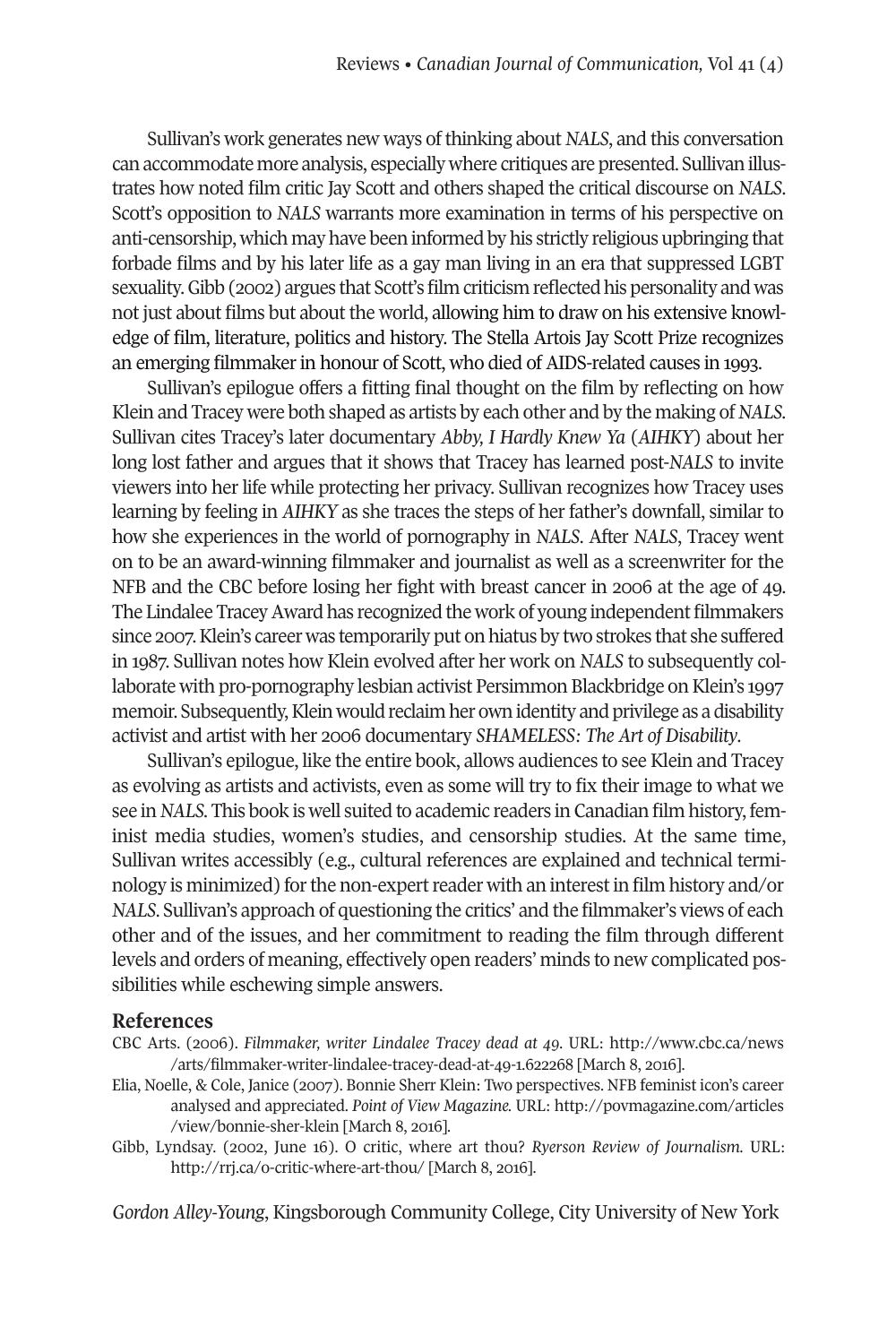Sullivan's work generates new ways of thinking about *NALS*, and this conversation can accommodate more analysis, especially where critiques are presented. Sullivan illustrates how noted film critic Jay Scott and others shaped the critical discourse on *NALS*. Scott's opposition to *NALS* warrants more examination in terms of his perspective on anti-censorship, which may have been informed by his strictly religious upbringing that forbade films and by his later life as a gay man living in an era that suppressed LGBT sexuality. Gibb (2002) argues that Scott's film criticism reflected his personality and was not just about films but about the world, allowing him to draw on his extensive knowledge of film, literature, politics and history. The Stella Artois Jay Scott Prize recognizes an emerging filmmaker in honour of Scott, who died of AIDS-related causes in 1993.

Sullivan's epilogue offers a fitting final thought on the film by reflecting on how Klein and Tracey were both shaped as artists by each other and by the making of *NALS*. Sullivan cites Tracey's later documentary *Abby, I Hardly Knew Ya* (*AIHKY*) about her long lost father and argues that it shows that Tracey has learned post-*NALS* to invite viewers into her life while protecting her privacy. Sullivan recognizes how Tracey uses learning by feeling in *AIHKY* as she traces the steps of her father's downfall, similar to how she experiences in the world of pornography in *NALS*. After *NALS*, Tracey went on to be an award-winning filmmaker and journalist as well as a screenwriter for the NFB and the CBC before losing her fight with breast cancer in 2006 at the age of 49. The Lindalee Tracey Award has recognized the work of young independent filmmakers since 2007. Klein's career was temporarily put on hiatus by two strokes that she suffered in 1987. Sullivan notes how Klein evolved after her work on *NALS* to subsequently collaborate with pro-pornography lesbian activist Persimmon Blackbridge on Klein's 1997 memoir. Subsequently, Klein would reclaim her own identity and privilege as a disability activist and artist with her 2006 documentary *SHAMELESS: The Art of Disability*.

Sullivan's epilogue, like the entire book, allows audiences to see Klein and Tracey as evolving as artists and activists, even as some will try to fix their image to what we see in *NALS*. This book is well suited to academic readers in Canadian film history, feminist media studies, women's studies, and censorship studies. At the same time, Sullivan writes accessibly (e.g., cultural references are explained and technical terminology is minimized) for the non-expert reader with an interest in film history and/or *NALS*. Sullivan's approach of questioning the critics' and the filmmaker's views of each other and of the issues, and her commitment to reading the film through different levels and orders of meaning, effectively open readers' minds to new complicated possibilities while eschewing simple answers.

## References

CBC Arts. (2006). *Filmmaker, writer Lindalee Tracey dead at 49*. URL: http://www.cbc.ca/news/arts/filmmaker-writer-lindalee-tracey-dead-at-49-1.622268 [March 8, 2016].

Elia, Noelle, & Cole, Janice (2007). Bonnie Sherr Klein: Two perspectives. NFB feminist icon's career analysed and appreciated. *Point of View Magazine*. URL: http://povmagazine.com/articles/view/bonnie-sher-klein [March 8, 2016].

Gibb, Lyndsay. (2002, June 16). O critic, where art thou? *Ryerson Review of Journalism*. URL: http://rrj.ca/o-critic-where-art-thou/ [March 8, 2016].

*Gordon Alley-Young*, Kingsborough Community College, City University of New York